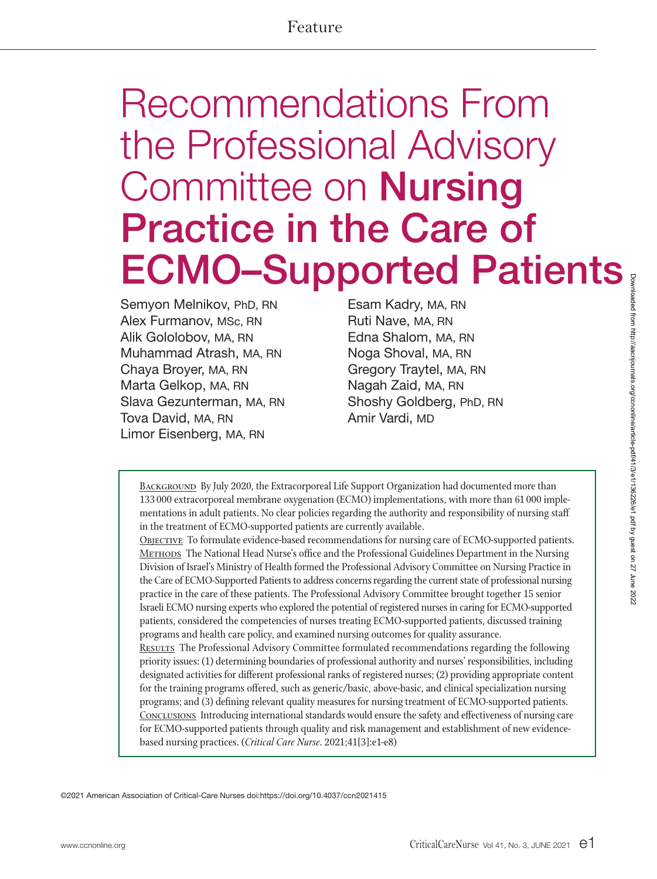Feature

# Recommendations From the Professional Advisory Committee on **Nursing Practice in the Care of ECMO–Supported Patients**

Semyon Melnikov, PhD, RN
Alex Furmanov, MSc, RN
Alik Gololobov, MA, RN
Muhammad Atrash, MA, RN
Chaya Broyer, MA, RN
Marta Gelkop, MA, RN
Slava Gezunterman, MA, RN
Tova David, MA, RN
Limor Eisenberg, MA, RN
Esam Kadry, MA, RN
Ruti Nave, MA, RN
Edna Shalom, MA, RN
Noga Shoval, MA, RN
Gregory Traytel, MA, RN
Nagah Zaid, MA, RN
Shoshy Goldberg, PhD, RN
Amir Vardi, MD

BACKGROUND By July 2020, the Extracorporeal Life Support Organization had documented more than 133 000 extracorporeal membrane oxygenation (ECMO) implementations, with more than 61 000 implementations in adult patients. No clear policies regarding the authority and responsibility of nursing staff in the treatment of ECMO-supported patients are currently available.

OBJECTIVE To formulate evidence-based recommendations for nursing care of ECMO-supported patients.

METHODS The National Head Nurse's office and the Professional Guidelines Department in the Nursing Division of Israel's Ministry of Health formed the Professional Advisory Committee on Nursing Practice in the Care of ECMO-Supported Patients to address concerns regarding the current state of professional nursing practice in the care of these patients. The Professional Advisory Committee brought together 15 senior Israeli ECMO nursing experts who explored the potential of registered nurses in caring for ECMO-supported patients, considered the competencies of nurses treating ECMO-supported patients, discussed training programs and health care policy, and examined nursing outcomes for quality assurance.

RESULTS The Professional Advisory Committee formulated recommendations regarding the following priority issues: (1) determining boundaries of professional authority and nurses' responsibilities, including designated activities for different professional ranks of registered nurses; (2) providing appropriate content for the training programs offered, such as generic/basic, above-basic, and clinical specialization nursing programs; and (3) defining relevant quality measures for nursing treatment of ECMO-supported patients.

CONCLUSIONS Introducing international standards would ensure the safety and effectiveness of nursing care for ECMO-supported patients through quality and risk management and establishment of new evidence-based nursing practices. (*Critical Care Nurse*. 2021;41[3]:e1-e8)

©2021 American Association of Critical-Care Nurses doi:https://doi.org/10.4037/ccn2021415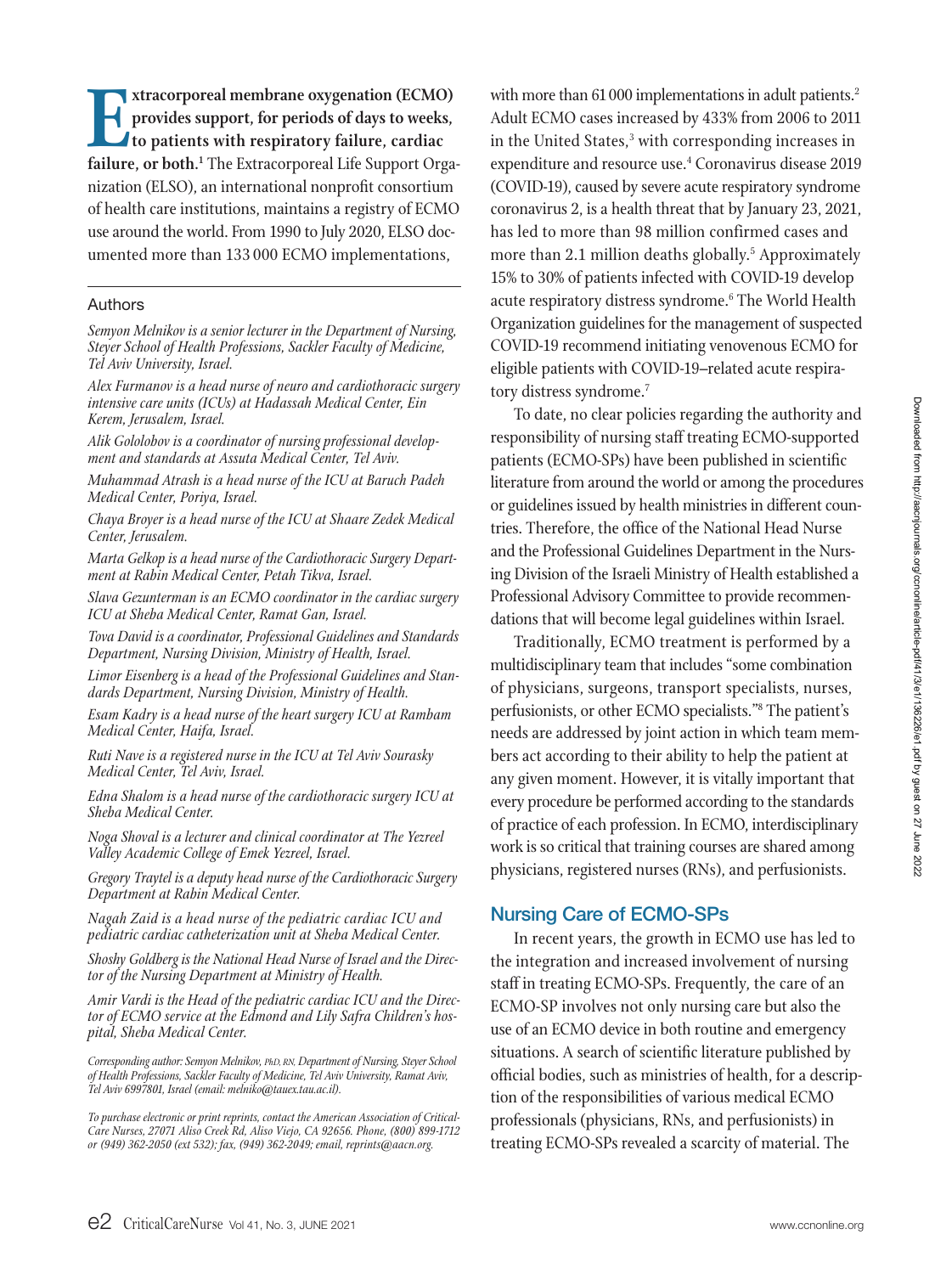**Extracorporeal membrane oxygenation (ECMO) provides support, for periods of days to weeks, to patients with respiratory failure, cardiac failure, or both.**[1] The Extracorporeal Life Support Organization (ELSO), an international nonprofit consortium of health care institutions, maintains a registry of ECMO use around the world. From 1990 to July 2020, ELSO documented more than 133 000 ECMO implementations, with more than 61 000 implementations in adult patients.[2] Adult ECMO cases increased by 433% from 2006 to 2011 in the United States,[3] with corresponding increases in expenditure and resource use.[4] Coronavirus disease 2019 (COVID-19), caused by severe acute respiratory syndrome coronavirus 2, is a health threat that by January 23, 2021, has led to more than 98 million confirmed cases and more than 2.1 million deaths globally.[5] Approximately 15% to 30% of patients infected with COVID-19 develop acute respiratory distress syndrome.[6] The World Health Organization guidelines for the management of suspected COVID-19 recommend initiating venovenous ECMO for eligible patients with COVID-19–related acute respiratory distress syndrome.[7]

To date, no clear policies regarding the authority and responsibility of nursing staff treating ECMO-supported patients (ECMO-SPs) have been published in scientific literature from around the world or among the procedures or guidelines issued by health ministries in different countries. Therefore, the office of the National Head Nurse and the Professional Guidelines Department in the Nursing Division of the Israeli Ministry of Health established a Professional Advisory Committee to provide recommendations that will become legal guidelines within Israel.

Traditionally, ECMO treatment is performed by a multidisciplinary team that includes "some combination of physicians, surgeons, transport specialists, nurses, perfusionists, or other ECMO specialists."[8] The patient's needs are addressed by joint action in which team members act according to their ability to help the patient at any given moment. However, it is vitally important that every procedure be performed according to the standards of practice of each profession. In ECMO, interdisciplinary work is so critical that training courses are shared among physicians, registered nurses (RNs), and perfusionists.

## Nursing Care of ECMO-SPs

In recent years, the growth in ECMO use has led to the integration and increased involvement of nursing staff in treating ECMO-SPs. Frequently, the care of an ECMO-SP involves not only nursing care but also the use of an ECMO device in both routine and emergency situations. A search of scientific literature published by official bodies, such as ministries of health, for a description of the responsibilities of various medical ECMO professionals (physicians, RNs, and perfusionists) in treating ECMO-SPs revealed a scarcity of material. The

### Authors

*Semyon Melnikov is a senior lecturer in the Department of Nursing, Steyer School of Health Professions, Sackler Faculty of Medicine, Tel Aviv University, Israel.*

*Alex Furmanov is a head nurse of neuro and cardiothoracic surgery intensive care units (ICUs) at Hadassah Medical Center, Ein Kerem, Jerusalem, Israel.*

*Alik Gololobov is a coordinator of nursing professional development and standards at Assuta Medical Center, Tel Aviv.*

*Muhammad Atrash is a head nurse of the ICU at Baruch Padeh Medical Center, Poriya, Israel.*

*Chaya Broyer is a head nurse of the ICU at Shaare Zedek Medical Center, Jerusalem.*

*Marta Gelkop is a head nurse of the Cardiothoracic Surgery Department at Rabin Medical Center, Petah Tikva, Israel.*

*Slava Gezunterman is an ECMO coordinator in the cardiac surgery ICU at Sheba Medical Center, Ramat Gan, Israel.*

*Tova David is a coordinator, Professional Guidelines and Standards Department, Nursing Division, Ministry of Health, Israel.*

*Limor Eisenberg is a head of the Professional Guidelines and Standards Department, Nursing Division, Ministry of Health.*

*Esam Kadry is a head nurse of the heart surgery ICU at Rambam Medical Center, Haifa, Israel.*

*Ruti Nave is a registered nurse in the ICU at Tel Aviv Sourasky Medical Center, Tel Aviv, Israel.*

*Edna Shalom is a head nurse of the cardiothoracic surgery ICU at Sheba Medical Center.*

*Noga Shoval is a lecturer and clinical coordinator at The Yezreel Valley Academic College of Emek Yezreel, Israel.*

*Gregory Traytel is a deputy head nurse of the Cardiothoracic Surgery Department at Rabin Medical Center.*

*Nagah Zaid is a head nurse of the pediatric cardiac ICU and pediatric cardiac catheterization unit at Sheba Medical Center.*

*Shoshy Goldberg is the National Head Nurse of Israel and the Director of the Nursing Department at Ministry of Health.*

*Amir Vardi is the Head of the pediatric cardiac ICU and the Director of ECMO service at the Edmond and Lily Safra Children's hospital, Sheba Medical Center.*

*Corresponding author: Semyon Melnikov, PhD, RN, Department of Nursing, Steyer School of Health Professions, Sackler Faculty of Medicine, Tel Aviv University, Ramat Aviv, Tel Aviv 6997801, Israel (email: melniko@tauex.tau.ac.il).*

*To purchase electronic or print reprints, contact the American Association of Critical-Care Nurses, 27071 Aliso Creek Rd, Aliso Viejo, CA 92656. Phone, (800) 899-1712 or (949) 362-2050 (ext 532); fax, (949) 362-2049; email, reprints@aacn.org.*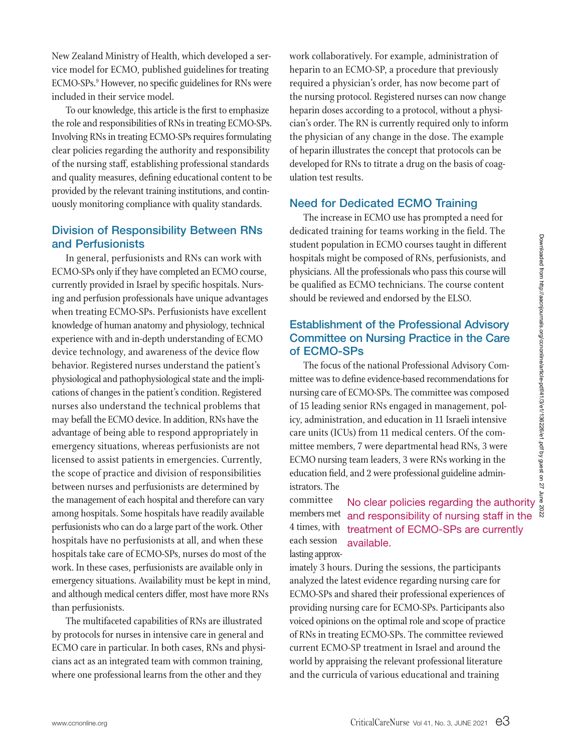New Zealand Ministry of Health, which developed a service model for ECMO, published guidelines for treating ECMO-SPs.[9] However, no specific guidelines for RNs were included in their service model.

To our knowledge, this article is the first to emphasize the role and responsibilities of RNs in treating ECMO-SPs. Involving RNs in treating ECMO-SPs requires formulating clear policies regarding the authority and responsibility of the nursing staff, establishing professional standards and quality measures, defining educational content to be provided by the relevant training institutions, and continuously monitoring compliance with quality standards.

## Division of Responsibility Between RNs and Perfusionists

In general, perfusionists and RNs can work with ECMO-SPs only if they have completed an ECMO course, currently provided in Israel by specific hospitals. Nursing and perfusion professionals have unique advantages when treating ECMO-SPs. Perfusionists have excellent knowledge of human anatomy and physiology, technical experience with and in-depth understanding of ECMO device technology, and awareness of the device flow behavior. Registered nurses understand the patient's physiological and pathophysiological state and the implications of changes in the patient's condition. Registered nurses also understand the technical problems that may befall the ECMO device. In addition, RNs have the advantage of being able to respond appropriately in emergency situations, whereas perfusionists are not licensed to assist patients in emergencies. Currently, the scope of practice and division of responsibilities between nurses and perfusionists are determined by the management of each hospital and therefore can vary among hospitals. Some hospitals have readily available perfusionists who can do a large part of the work. Other hospitals have no perfusionists at all, and when these hospitals take care of ECMO-SPs, nurses do most of the work. In these cases, perfusionists are available only in emergency situations. Availability must be kept in mind, and although medical centers differ, most have more RNs than perfusionists.

The multifaceted capabilities of RNs are illustrated by protocols for nurses in intensive care in general and ECMO care in particular. In both cases, RNs and physicians act as an integrated team with common training, where one professional learns from the other and they work collaboratively. For example, administration of heparin to an ECMO-SP, a procedure that previously required a physician's order, has now become part of the nursing protocol. Registered nurses can now change heparin doses according to a protocol, without a physician's order. The RN is currently required only to inform the physician of any change in the dose. The example of heparin illustrates the concept that protocols can be developed for RNs to titrate a drug on the basis of coagulation test results.

## Need for Dedicated ECMO Training

The increase in ECMO use has prompted a need for dedicated training for teams working in the field. The student population in ECMO courses taught in different hospitals might be composed of RNs, perfusionists, and physicians. All the professionals who pass this course will be qualified as ECMO technicians. The course content should be reviewed and endorsed by the ELSO.

## Establishment of the Professional Advisory Committee on Nursing Practice in the Care of ECMO-SPs

The focus of the national Professional Advisory Committee was to define evidence-based recommendations for nursing care of ECMO-SPs. The committee was composed of 15 leading senior RNs engaged in management, policy, administration, and education in 11 Israeli intensive care units (ICUs) from 11 medical centers. Of the committee members, 7 were departmental head RNs, 3 were ECMO nursing team leaders, 3 were RNs working in the education field, and 2 were professional guideline administrators. The committee members met 4 times, with each session lasting approximately 3 hours. During the sessions, the participants analyzed the latest evidence regarding nursing care for ECMO-SPs and shared their professional experiences of providing nursing care for ECMO-SPs. Participants also voiced opinions on the optimal role and scope of practice of RNs in treating ECMO-SPs. The committee reviewed current ECMO-SP treatment in Israel and around the world by appraising the relevant professional literature and the curricula of various educational and training

> No clear policies regarding the authority and responsibility of nursing staff in the treatment of ECMO-SPs are currently available.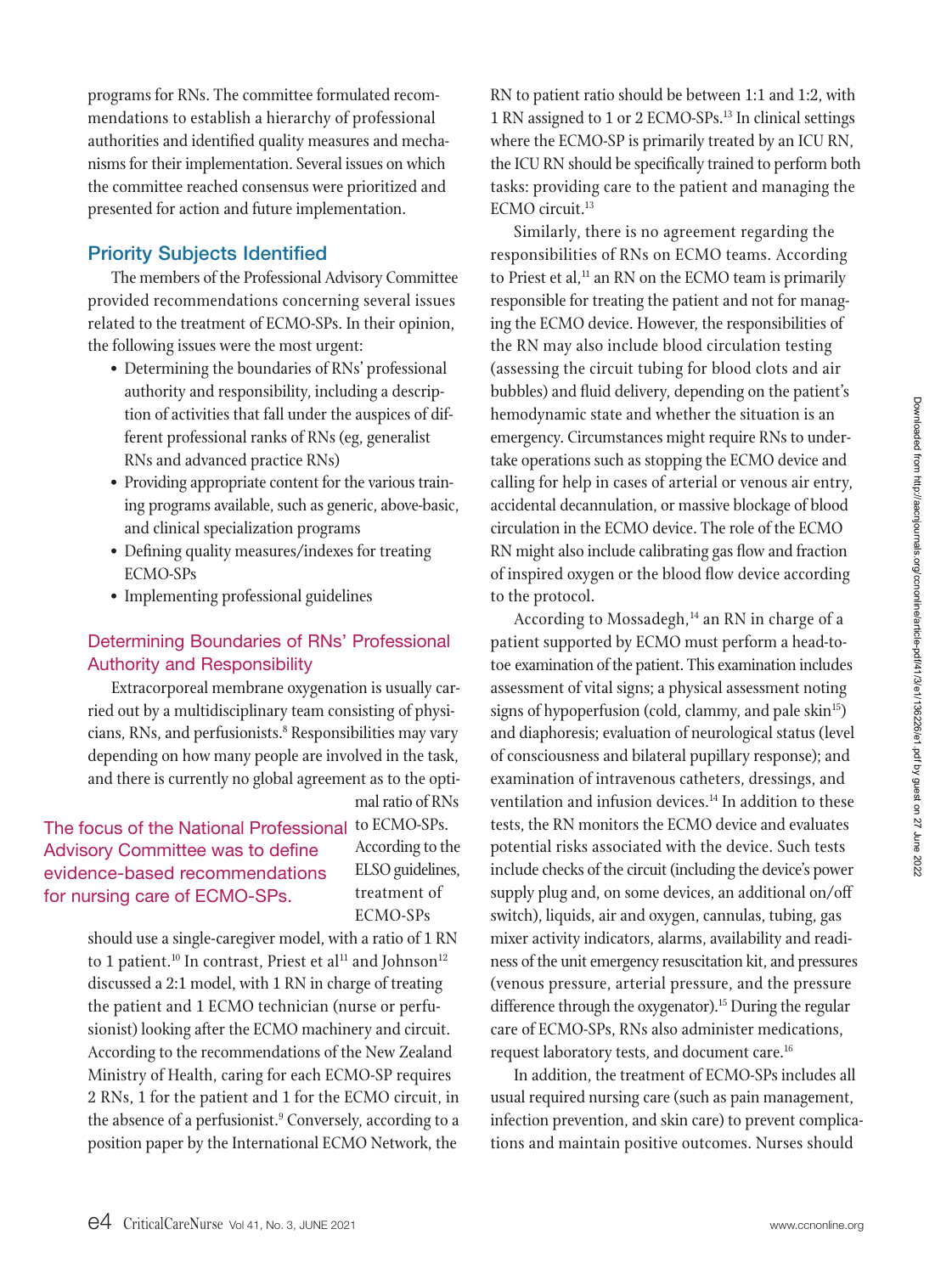programs for RNs. The committee formulated recommendations to establish a hierarchy of professional authorities and identified quality measures and mechanisms for their implementation. Several issues on which the committee reached consensus were prioritized and presented for action and future implementation.

## Priority Subjects Identified

The members of the Professional Advisory Committee provided recommendations concerning several issues related to the treatment of ECMO-SPs. In their opinion, the following issues were the most urgent:

- Determining the boundaries of RNs' professional authority and responsibility, including a description of activities that fall under the auspices of different professional ranks of RNs (eg, generalist RNs and advanced practice RNs)
- Providing appropriate content for the various training programs available, such as generic, above-basic, and clinical specialization programs
- Defining quality measures/indexes for treating ECMO-SPs
- Implementing professional guidelines

### Determining Boundaries of RNs' Professional Authority and Responsibility

Extracorporeal membrane oxygenation is usually carried out by a multidisciplinary team consisting of physicians, RNs, and perfusionists.[8] Responsibilities may vary depending on how many people are involved in the task, and there is currently no global agreement as to the optimal ratio of RNs to ECMO-SPs. According to the ELSO guidelines, treatment of ECMO-SPs should use a single-caregiver model, with a ratio of 1 RN to 1 patient.[10] In contrast, Priest et al[11] and Johnson[12] discussed a 2:1 model, with 1 RN in charge of treating the patient and 1 ECMO technician (nurse or perfusionist) looking after the ECMO machinery and circuit. According to the recommendations of the New Zealand Ministry of Health, caring for each ECMO-SP requires 2 RNs, 1 for the patient and 1 for the ECMO circuit, in the absence of a perfusionist.[9] Conversely, according to a position paper by the International ECMO Network, the RN to patient ratio should be between 1:1 and 1:2, with 1 RN assigned to 1 or 2 ECMO-SPs.[13] In clinical settings where the ECMO-SP is primarily treated by an ICU RN, the ICU RN should be specifically trained to perform both tasks: providing care to the patient and managing the ECMO circuit.[13]

> The focus of the National Professional Advisory Committee was to define evidence-based recommendations for nursing care of ECMO-SPs.

Similarly, there is no agreement regarding the responsibilities of RNs on ECMO teams. According to Priest et al,[11] an RN on the ECMO team is primarily responsible for treating the patient and not for managing the ECMO device. However, the responsibilities of the RN may also include blood circulation testing (assessing the circuit tubing for blood clots and air bubbles) and fluid delivery, depending on the patient's hemodynamic state and whether the situation is an emergency. Circumstances might require RNs to undertake operations such as stopping the ECMO device and calling for help in cases of arterial or venous air entry, accidental decannulation, or massive blockage of blood circulation in the ECMO device. The role of the ECMO RN might also include calibrating gas flow and fraction of inspired oxygen or the blood flow device according to the protocol.

According to Mossadegh,[14] an RN in charge of a patient supported by ECMO must perform a head-to-toe examination of the patient. This examination includes assessment of vital signs; a physical assessment noting signs of hypoperfusion (cold, clammy, and pale skin[15]) and diaphoresis; evaluation of neurological status (level of consciousness and bilateral pupillary response); and examination of intravenous catheters, dressings, and ventilation and infusion devices.[14] In addition to these tests, the RN monitors the ECMO device and evaluates potential risks associated with the device. Such tests include checks of the circuit (including the device's power supply plug and, on some devices, an additional on/off switch), liquids, air and oxygen, cannulas, tubing, gas mixer activity indicators, alarms, availability and readiness of the unit emergency resuscitation kit, and pressures (venous pressure, arterial pressure, and the pressure difference through the oxygenator).[15] During the regular care of ECMO-SPs, RNs also administer medications, request laboratory tests, and document care.[16]

In addition, the treatment of ECMO-SPs includes all usual required nursing care (such as pain management, infection prevention, and skin care) to prevent complications and maintain positive outcomes. Nurses should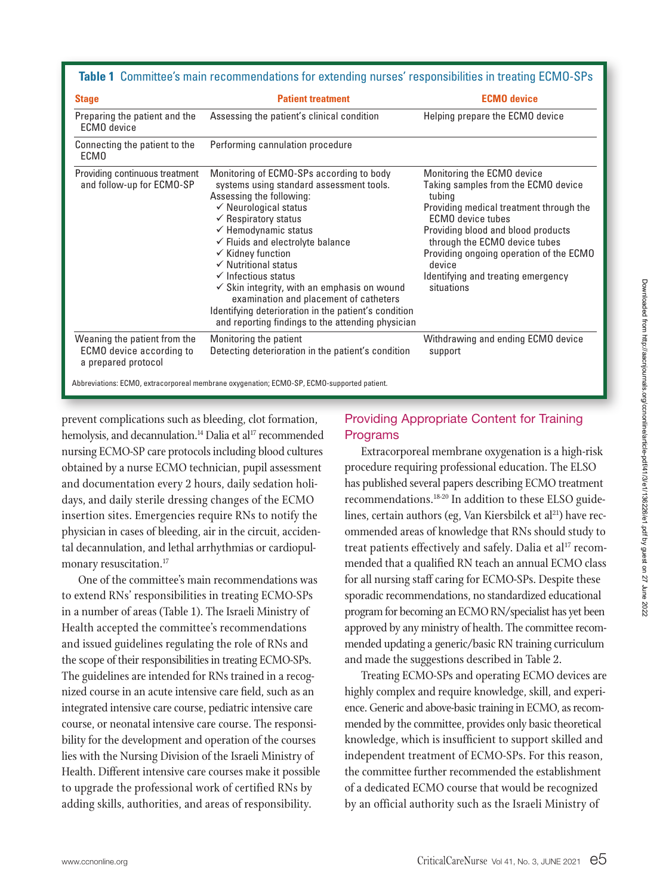**Table 1** Committee's main recommendations for extending nurses' responsibilities in treating ECMO-SPs

| Stage | Patient treatment | ECMO device |
|---|---|---|
| Preparing the patient and the ECMO device | Assessing the patient's clinical condition | Helping prepare the ECMO device |
| Connecting the patient to the ECMO | Performing cannulation procedure | |
| Providing continuous treatment and follow-up for ECMO-SP | Monitoring of ECMO-SPs according to body systems using standard assessment tools.<br>Assessing the following:<br>✓ Neurological status<br>✓ Respiratory status<br>✓ Hemodynamic status<br>✓ Fluids and electrolyte balance<br>✓ Kidney function<br>✓ Nutritional status<br>✓ Infectious status<br>✓ Skin integrity, with an emphasis on wound examination and placement of catheters<br>Identifying deterioration in the patient's condition and reporting findings to the attending physician | Monitoring the ECMO device<br>Taking samples from the ECMO device tubing<br>Providing medical treatment through the ECMO device tubes<br>Providing blood and blood products through the ECMO device tubes<br>Providing ongoing operation of the ECMO device<br>Identifying and treating emergency situations |
| Weaning the patient from the ECMO device according to a prepared protocol | Monitoring the patient<br>Detecting deterioration in the patient's condition | Withdrawing and ending ECMO device support |

Abbreviations: ECMO, extracorporeal membrane oxygenation; ECMO-SP, ECMO-supported patient.

prevent complications such as bleeding, clot formation, hemolysis, and decannulation.[14] Dalia et al[17] recommended nursing ECMO-SP care protocols including blood cultures obtained by a nurse ECMO technician, pupil assessment and documentation every 2 hours, daily sedation holidays, and daily sterile dressing changes of the ECMO insertion sites. Emergencies require RNs to notify the physician in cases of bleeding, air in the circuit, accidental decannulation, and lethal arrhythmias or cardiopulmonary resuscitation.[17]

One of the committee's main recommendations was to extend RNs' responsibilities in treating ECMO-SPs in a number of areas (Table 1). The Israeli Ministry of Health accepted the committee's recommendations and issued guidelines regulating the role of RNs and the scope of their responsibilities in treating ECMO-SPs. The guidelines are intended for RNs trained in a recognized course in an acute intensive care field, such as an integrated intensive care course, pediatric intensive care course, or neonatal intensive care course. The responsibility for the development and operation of the courses lies with the Nursing Division of the Israeli Ministry of Health. Different intensive care courses make it possible to upgrade the professional work of certified RNs by adding skills, authorities, and areas of responsibility.

## Providing Appropriate Content for Training Programs

Extracorporeal membrane oxygenation is a high-risk procedure requiring professional education. The ELSO has published several papers describing ECMO treatment recommendations.[18-20] In addition to these ELSO guidelines, certain authors (eg, Van Kiersbilck et al[21]) have recommended areas of knowledge that RNs should study to treat patients effectively and safely. Dalia et al[17] recommended that a qualified RN teach an annual ECMO class for all nursing staff caring for ECMO-SPs. Despite these sporadic recommendations, no standardized educational program for becoming an ECMO RN/specialist has yet been approved by any ministry of health. The committee recommended updating a generic/basic RN training curriculum and made the suggestions described in Table 2.

Treating ECMO-SPs and operating ECMO devices are highly complex and require knowledge, skill, and experience. Generic and above-basic training in ECMO, as recommended by the committee, provides only basic theoretical knowledge, which is insufficient to support skilled and independent treatment of ECMO-SPs. For this reason, the committee further recommended the establishment of a dedicated ECMO course that would be recognized by an official authority such as the Israeli Ministry of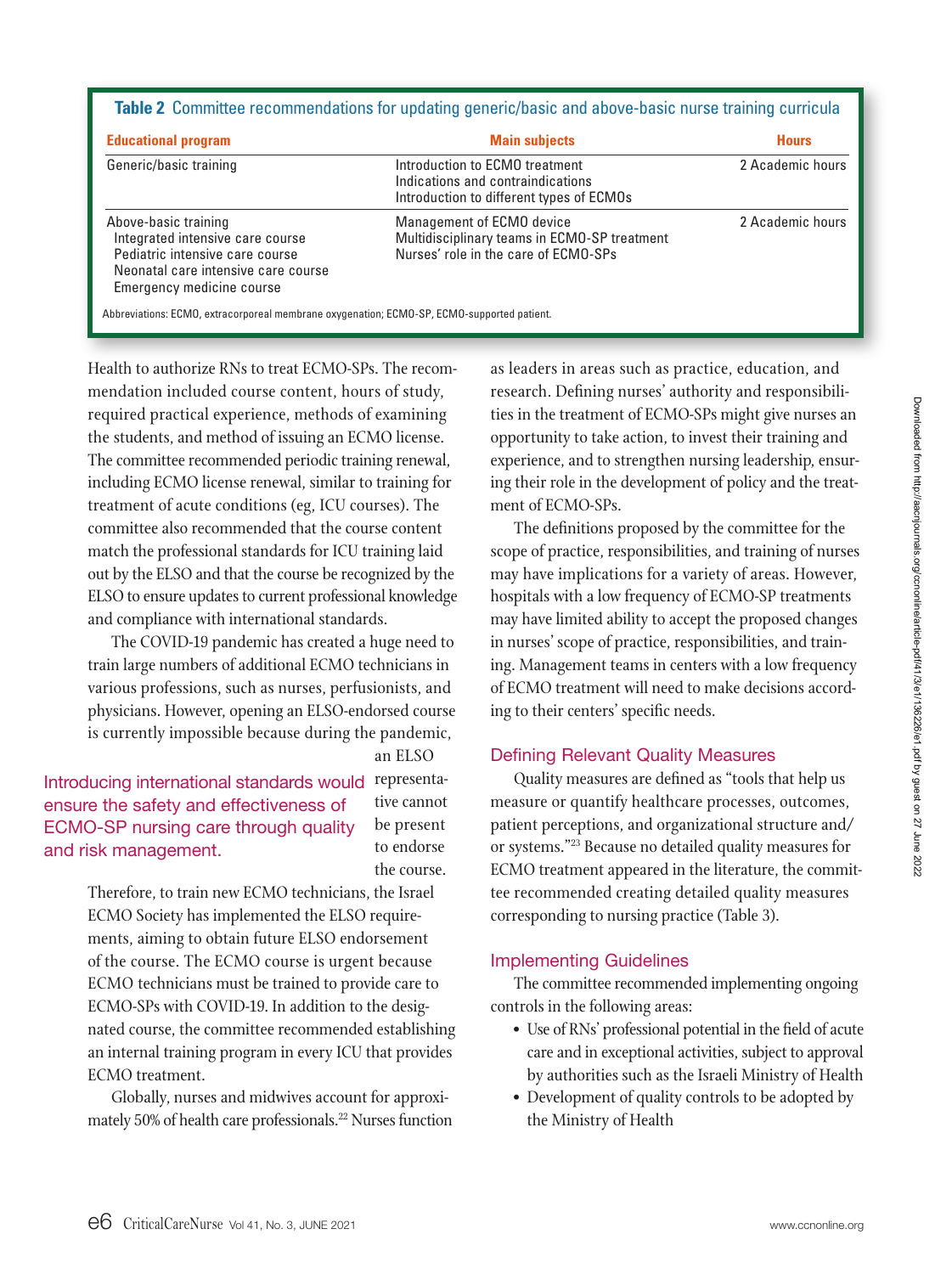**Table 2** Committee recommendations for updating generic/basic and above-basic nurse training curricula

| Educational program | Main subjects | Hours |
| --- | --- | --- |
| Generic/basic training | Introduction to ECMO treatment<br>Indications and contraindications<br>Introduction to different types of ECMOs | 2 Academic hours |
| Above-basic training<br>Integrated intensive care course<br>Pediatric intensive care course<br>Neonatal care intensive care course<br>Emergency medicine course | Management of ECMO device<br>Multidisciplinary teams in ECMO-SP treatment<br>Nurses' role in the care of ECMO-SPs | 2 Academic hours |

Abbreviations: ECMO, extracorporeal membrane oxygenation; ECMO-SP, ECMO-supported patient.

Health to authorize RNs to treat ECMO-SPs. The recommendation included course content, hours of study, required practical experience, methods of examining the students, and method of issuing an ECMO license. The committee recommended periodic training renewal, including ECMO license renewal, similar to training for treatment of acute conditions (eg, ICU courses). The committee also recommended that the course content match the professional standards for ICU training laid out by the ELSO and that the course be recognized by the ELSO to ensure updates to current professional knowledge and compliance with international standards.

The COVID-19 pandemic has created a huge need to train large numbers of additional ECMO technicians in various professions, such as nurses, perfusionists, and physicians. However, opening an ELSO-endorsed course is currently impossible because during the pandemic, an ELSO representative cannot be present to endorse the course. Therefore, to train new ECMO technicians, the Israel ECMO Society has implemented the ELSO requirements, aiming to obtain future ELSO endorsement of the course. The ECMO course is urgent because ECMO technicians must be trained to provide care to ECMO-SPs with COVID-19. In addition to the designated course, the committee recommended establishing an internal training program in every ICU that provides ECMO treatment.

> Introducing international standards would ensure the safety and effectiveness of ECMO-SP nursing care through quality and risk management.

Globally, nurses and midwives account for approximately 50% of health care professionals.[22] Nurses function as leaders in areas such as practice, education, and research. Defining nurses' authority and responsibilities in the treatment of ECMO-SPs might give nurses an opportunity to take action, to invest their training and experience, and to strengthen nursing leadership, ensuring their role in the development of policy and the treatment of ECMO-SPs.

The definitions proposed by the committee for the scope of practice, responsibilities, and training of nurses may have implications for a variety of areas. However, hospitals with a low frequency of ECMO-SP treatments may have limited ability to accept the proposed changes in nurses' scope of practice, responsibilities, and training. Management teams in centers with a low frequency of ECMO treatment will need to make decisions according to their centers' specific needs.

## Defining Relevant Quality Measures

Quality measures are defined as "tools that help us measure or quantify healthcare processes, outcomes, patient perceptions, and organizational structure and/or systems."[23] Because no detailed quality measures for ECMO treatment appeared in the literature, the committee recommended creating detailed quality measures corresponding to nursing practice (Table 3).

## Implementing Guidelines

The committee recommended implementing ongoing controls in the following areas:

- Use of RNs' professional potential in the field of acute care and in exceptional activities, subject to approval by authorities such as the Israeli Ministry of Health
- Development of quality controls to be adopted by the Ministry of Health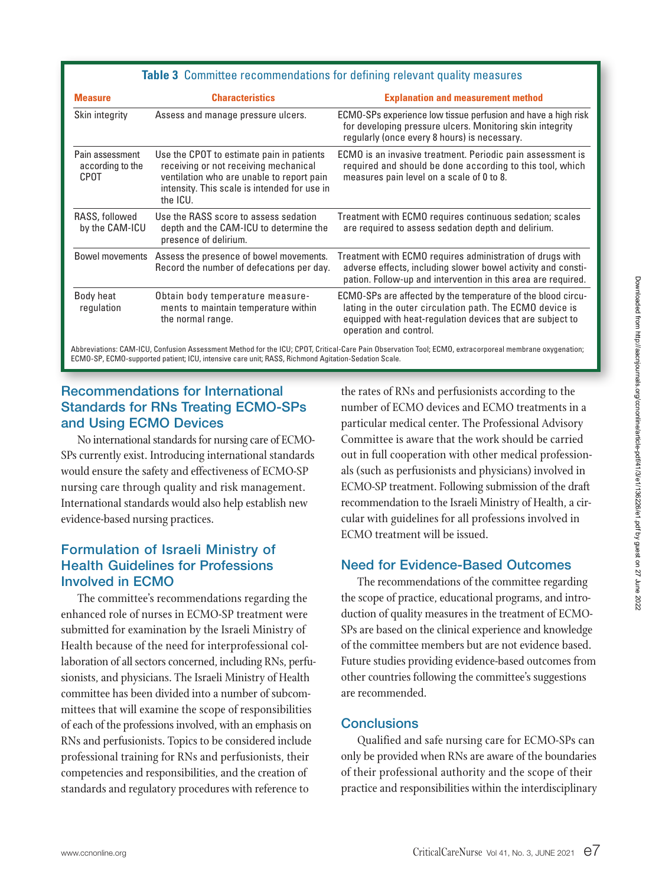**Table 3** Committee recommendations for defining relevant quality measures

| Measure | Characteristics | Explanation and measurement method |
| --- | --- | --- |
| Skin integrity | Assess and manage pressure ulcers. | ECMO-SPs experience low tissue perfusion and have a high risk for developing pressure ulcers. Monitoring skin integrity regularly (once every 8 hours) is necessary. |
| Pain assessment according to the CPOT | Use the CPOT to estimate pain in patients receiving or not receiving mechanical ventilation who are unable to report pain intensity. This scale is intended for use in the ICU. | ECMO is an invasive treatment. Periodic pain assessment is required and should be done according to this tool, which measures pain level on a scale of 0 to 8. |
| RASS, followed by the CAM-ICU | Use the RASS score to assess sedation depth and the CAM-ICU to determine the presence of delirium. | Treatment with ECMO requires continuous sedation; scales are required to assess sedation depth and delirium. |
| Bowel movements | Assess the presence of bowel movements. Record the number of defecations per day. | Treatment with ECMO requires administration of drugs with adverse effects, including slower bowel activity and constipation. Follow-up and intervention in this area are required. |
| Body heat regulation | Obtain body temperature measurements to maintain temperature within the normal range. | ECMO-SPs are affected by the temperature of the blood circulating in the outer circulation path. The ECMO device is equipped with heat-regulation devices that are subject to operation and control. |

Abbreviations: CAM-ICU, Confusion Assessment Method for the ICU; CPOT, Critical-Care Pain Observation Tool; ECMO, extracorporeal membrane oxygenation; ECMO-SP, ECMO-supported patient; ICU, intensive care unit; RASS, Richmond Agitation-Sedation Scale.

## Recommendations for International Standards for RNs Treating ECMO-SPs and Using ECMO Devices

No international standards for nursing care of ECMO-SPs currently exist. Introducing international standards would ensure the safety and effectiveness of ECMO-SP nursing care through quality and risk management. International standards would also help establish new evidence-based nursing practices.

## Formulation of Israeli Ministry of Health Guidelines for Professions Involved in ECMO

The committee's recommendations regarding the enhanced role of nurses in ECMO-SP treatment were submitted for examination by the Israeli Ministry of Health because of the need for interprofessional collaboration of all sectors concerned, including RNs, perfusionists, and physicians. The Israeli Ministry of Health committee has been divided into a number of subcommittees that will examine the scope of responsibilities of each of the professions involved, with an emphasis on RNs and perfusionists. Topics to be considered include professional training for RNs and perfusionists, their competencies and responsibilities, and the creation of standards and regulatory procedures with reference to the rates of RNs and perfusionists according to the number of ECMO devices and ECMO treatments in a particular medical center. The Professional Advisory Committee is aware that the work should be carried out in full cooperation with other medical professionals (such as perfusionists and physicians) involved in ECMO-SP treatment. Following submission of the draft recommendation to the Israeli Ministry of Health, a circular with guidelines for all professions involved in ECMO treatment will be issued.

## Need for Evidence-Based Outcomes

The recommendations of the committee regarding the scope of practice, educational programs, and introduction of quality measures in the treatment of ECMO-SPs are based on the clinical experience and knowledge of the committee members but are not evidence based. Future studies providing evidence-based outcomes from other countries following the committee's suggestions are recommended.

## Conclusions

Qualified and safe nursing care for ECMO-SPs can only be provided when RNs are aware of the boundaries of their professional authority and the scope of their practice and responsibilities within the interdisciplinary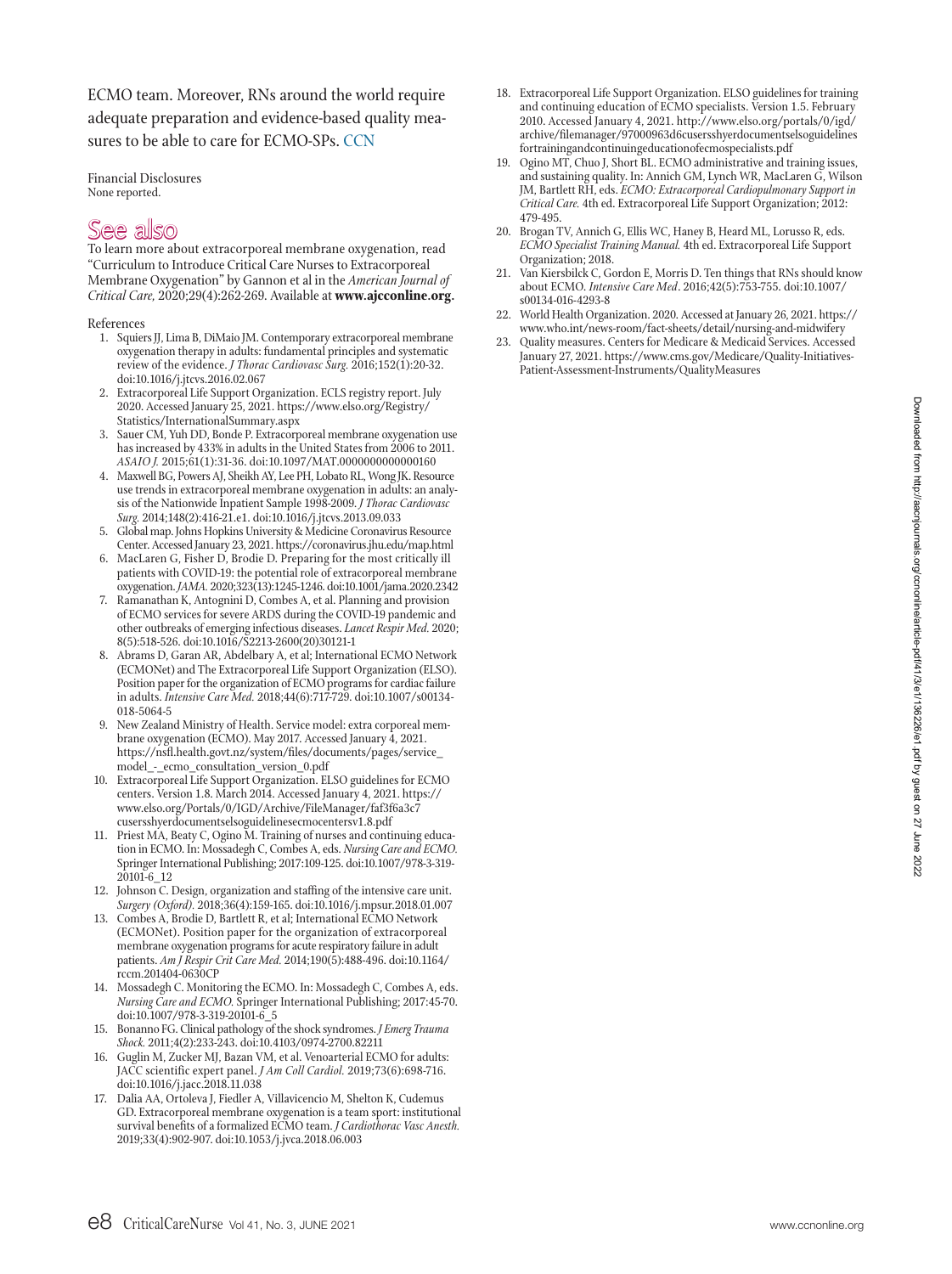ECMO team. Moreover, RNs around the world require adequate preparation and evidence-based quality measures to be able to care for ECMO-SPs. CCN

Financial Disclosures
None reported.

## See also

To learn more about extracorporeal membrane oxygenation, read "Curriculum to Introduce Critical Care Nurses to Extracorporeal Membrane Oxygenation" by Gannon et al in the *American Journal of Critical Care,* 2020;29(4):262-269. Available at **www.ajcconline.org**.

References

1. Squiers JJ, Lima B, DiMaio JM. Contemporary extracorporeal membrane oxygenation therapy in adults: fundamental principles and systematic review of the evidence. *J Thorac Cardiovasc Surg.* 2016;152(1):20-32. doi:10.1016/j.jtcvs.2016.02.067
2. Extracorporeal Life Support Organization. ECLS registry report. July 2020. Accessed January 25, 2021. https://www.elso.org/Registry/Statistics/InternationalSummary.aspx
3. Sauer CM, Yuh DD, Bonde P. Extracorporeal membrane oxygenation use has increased by 433% in adults in the United States from 2006 to 2011. *ASAIO J.* 2015;61(1):31-36. doi:10.1097/MAT.0000000000000160
4. Maxwell BG, Powers AJ, Sheikh AY, Lee PH, Lobato RL, Wong JK. Resource use trends in extracorporeal membrane oxygenation in adults: an analysis of the Nationwide Inpatient Sample 1998-2009. *J Thorac Cardiovasc Surg.* 2014;148(2):416-21.e1. doi:10.1016/j.jtcvs.2013.09.033
5. Global map. Johns Hopkins University & Medicine Coronavirus Resource Center. Accessed January 23, 2021. https://coronavirus.jhu.edu/map.html
6. MacLaren G, Fisher D, Brodie D. Preparing for the most critically ill patients with COVID-19: the potential role of extracorporeal membrane oxygenation. *JAMA.* 2020;323(13):1245-1246. doi:10.1001/jama.2020.2342
7. Ramanathan K, Antognini D, Combes A, et al. Planning and provision of ECMO services for severe ARDS during the COVID-19 pandemic and other outbreaks of emerging infectious diseases. *Lancet Respir Med.* 2020; 8(5):518-526. doi:10.1016/S2213-2600(20)30121-1
8. Abrams D, Garan AR, Abdelbary A, et al; International ECMO Network (ECMONet) and The Extracorporeal Life Support Organization (ELSO). Position paper for the organization of ECMO programs for cardiac failure in adults. *Intensive Care Med.* 2018;44(6):717-729. doi:10.1007/s00134-018-5064-5
9. New Zealand Ministry of Health. Service model: extra corporeal membrane oxygenation (ECMO). May 2017. Accessed January 4, 2021. https://nsfl.health.govt.nz/system/files/documents/pages/service_model_-_ecmo_consultation_version_0.pdf
10. Extracorporeal Life Support Organization. ELSO guidelines for ECMO centers. Version 1.8. March 2014. Accessed January 4, 2021. https://www.elso.org/Portals/0/IGD/Archive/FileManager/faf3f6a3c7cusersshyerdocumentselsoguidelinesecmocentersv1.8.pdf
11. Priest MA, Beaty C, Ogino M. Training of nurses and continuing education in ECMO. In: Mossadegh C, Combes A, eds. *Nursing Care and ECMO.* Springer International Publishing; 2017:109-125. doi:10.1007/978-3-319-20101-6_12
12. Johnson C. Design, organization and staffing of the intensive care unit. *Surgery (Oxford).* 2018;36(4):159-165. doi:10.1016/j.mpsur.2018.01.007
13. Combes A, Brodie D, Bartlett R, et al; International ECMO Network (ECMONet). Position paper for the organization of extracorporeal membrane oxygenation programs for acute respiratory failure in adult patients. *Am J Respir Crit Care Med.* 2014;190(5):488-496. doi:10.1164/rccm.201404-0630CP
14. Mossadegh C. Monitoring the ECMO. In: Mossadegh C, Combes A, eds. *Nursing Care and ECMO.* Springer International Publishing; 2017:45-70. doi:10.1007/978-3-319-20101-6_5
15. Bonanno FG. Clinical pathology of the shock syndromes. *J Emerg Trauma Shock.* 2011;4(2):233-243. doi:10.4103/0974-2700.82211
16. Guglin M, Zucker MJ, Bazan VM, et al. Venoarterial ECMO for adults: JACC scientific expert panel. *J Am Coll Cardiol.* 2019;73(6):698-716. doi:10.1016/j.jacc.2018.11.038
17. Dalia AA, Ortoleva J, Fiedler A, Villavicencio M, Shelton K, Cudemus GD. Extracorporeal membrane oxygenation is a team sport: institutional survival benefits of a formalized ECMO team. *J Cardiothorac Vasc Anesth.* 2019;33(4):902-907. doi:10.1053/j.jvca.2018.06.003
18. Extracorporeal Life Support Organization. ELSO guidelines for training and continuing education of ECMO specialists. Version 1.5. February 2010. Accessed January 4, 2021. http://www.elso.org/portals/0/igd/archive/filemanager/97000963d6cusersshyerdocumentselsoguidelinesfortrainingandcontinuingeducationofecmospecialists.pdf
19. Ogino MT, Chuo J, Short BL. ECMO administrative and training issues, and sustaining quality. In: Annich GM, Lynch WR, MacLaren G, Wilson JM, Bartlett RH, eds. *ECMO: Extracorporeal Cardiopulmonary Support in Critical Care.* 4th ed. Extracorporeal Life Support Organization; 2012: 479-495.
20. Brogan TV, Annich G, Ellis WC, Haney B, Heard ML, Lorusso R, eds. *ECMO Specialist Training Manual.* 4th ed. Extracorporeal Life Support Organization; 2018.
21. Van Kiersbilck C, Gordon E, Morris D. Ten things that RNs should know about ECMO. *Intensive Care Med*. 2016;42(5):753-755. doi:10.1007/s00134-016-4293-8
22. World Health Organization. 2020. Accessed at January 26, 2021. https://www.who.int/news-room/fact-sheets/detail/nursing-and-midwifery
23. Quality measures. Centers for Medicare & Medicaid Services. Accessed January 27, 2021. https://www.cms.gov/Medicare/Quality-Initiatives-Patient-Assessment-Instruments/QualityMeasures